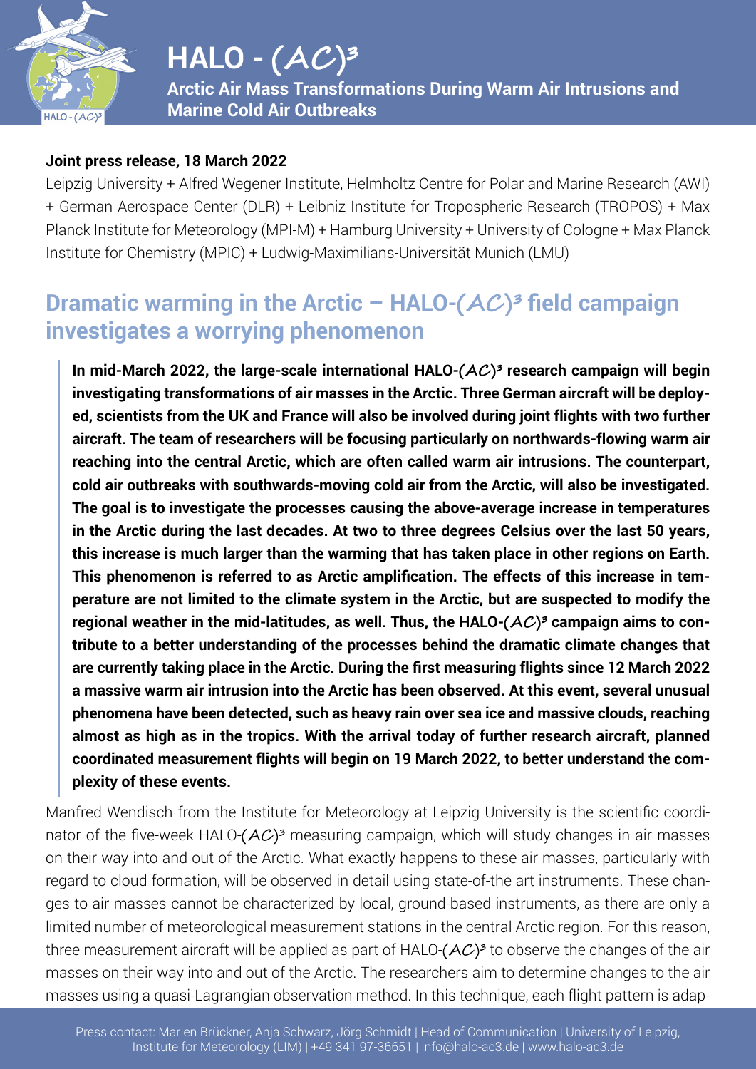# HALO - (AC)³

**Arctic Air Mass Transformations During Warm Air Intrusions and Marine Cold Air Outbreaks**

**Joint press release, 18 March 2022**

Leipzig University + Alfred Wegener Institute, Helmholtz Centre for Polar and Marine Research (AWI) + German Aerospace Center (DLR) + Leibniz Institute for Tropospheric Research (TROPOS) + Max Planck Institute for Meteorology (MPI-M) + Hamburg University + University of Cologne + Max Planck Institute for Chemistry (MPIC) + Ludwig-Maximilians-Universität Munich (LMU)

## Dramatic warming in the Arctic – HALO-(AC)³ field campaign investigates a worrying phenomenon

> **In mid-March 2022, the large-scale international HALO-(AC)³ research campaign will begin investigating transformations of air masses in the Arctic. Three German aircraft will be deployed, scientists from the UK and France will also be involved during joint flights with two further aircraft. The team of researchers will be focusing particularly on northwards-flowing warm air reaching into the central Arctic, which are often called warm air intrusions. The counterpart, cold air outbreaks with southwards-moving cold air from the Arctic, will also be investigated. The goal is to investigate the processes causing the above-average increase in temperatures in the Arctic during the last decades. At two to three degrees Celsius over the last 50 years, this increase is much larger than the warming that has taken place in other regions on Earth. This phenomenon is referred to as Arctic amplification. The effects of this increase in temperature are not limited to the climate system in the Arctic, but are suspected to modify the regional weather in the mid-latitudes, as well. Thus, the HALO-(AC)³ campaign aims to contribute to a better understanding of the processes behind the dramatic climate changes that are currently taking place in the Arctic. During the first measuring flights since 12 March 2022 a massive warm air intrusion into the Arctic has been observed. At this event, several unusual phenomena have been detected, such as heavy rain over sea ice and massive clouds, reaching almost as high as in the tropics. With the arrival today of further research aircraft, planned coordinated measurement flights will begin on 19 March 2022, to better understand the complexity of these events.**

Manfred Wendisch from the Institute for Meteorology at Leipzig University is the scientific coordinator of the five-week HALO-(AC)³ measuring campaign, which will study changes in air masses on their way into and out of the Arctic. What exactly happens to these air masses, particularly with regard to cloud formation, will be observed in detail using state-of-the art instruments. These changes to air masses cannot be characterized by local, ground-based instruments, as there are only a limited number of meteorological measurement stations in the central Arctic region. For this reason, three measurement aircraft will be applied as part of HALO-(AC)³ to observe the changes of the air masses on their way into and out of the Arctic. The researchers aim to determine changes to the air masses using a quasi-Lagrangian observation method. In this technique, each flight pattern is adap-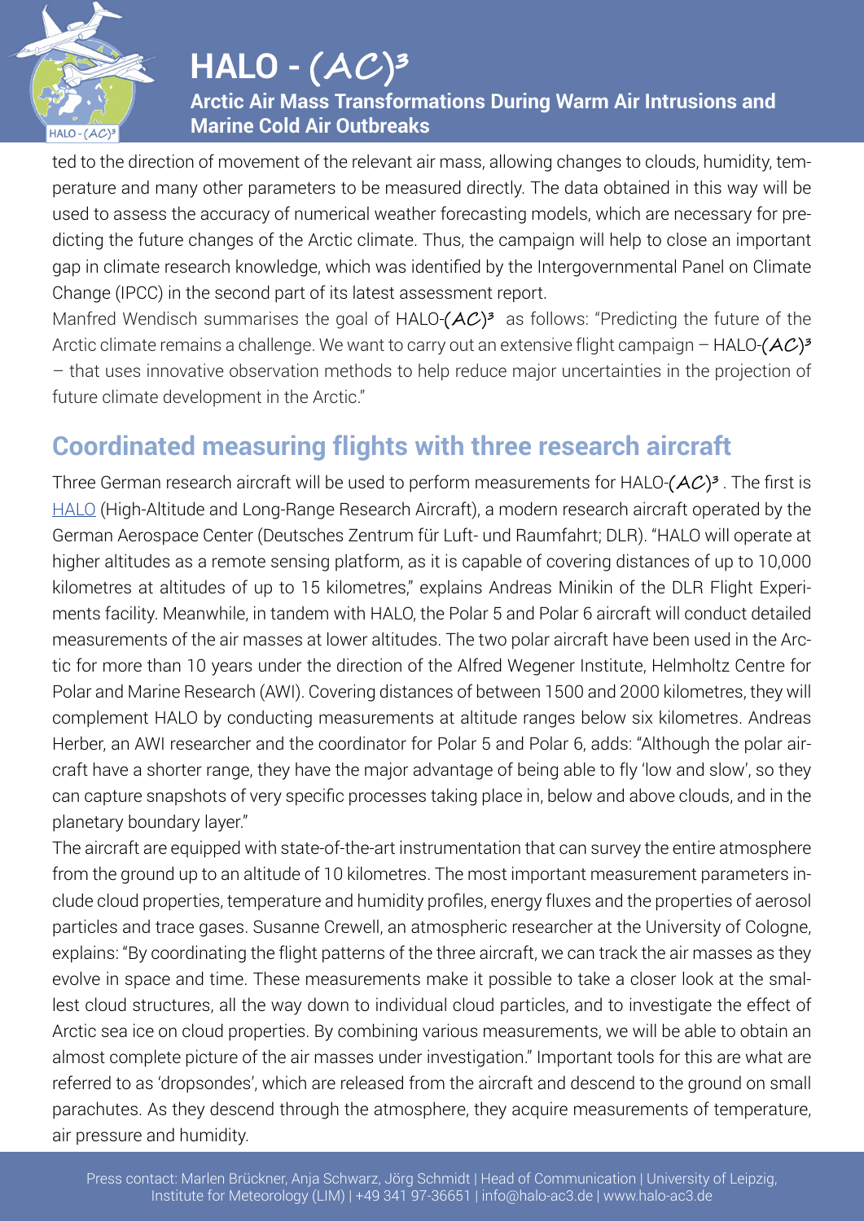ted to the direction of movement of the relevant air mass, allowing changes to clouds, humidity, temperature and many other parameters to be measured directly. The data obtained in this way will be used to assess the accuracy of numerical weather forecasting models, which are necessary for predicting the future changes of the Arctic climate. Thus, the campaign will help to close an important gap in climate research knowledge, which was identified by the Intergovernmental Panel on Climate Change (IPCC) in the second part of its latest assessment report.

Manfred Wendisch summarises the goal of HALO-(AC)³ as follows: "Predicting the future of the Arctic climate remains a challenge. We want to carry out an extensive flight campaign – HALO-(AC)³ – that uses innovative observation methods to help reduce major uncertainties in the projection of future climate development in the Arctic."

## Coordinated measuring flights with three research aircraft

Three German research aircraft will be used to perform measurements for HALO-(AC)³. The first is HALO (High-Altitude and Long-Range Research Aircraft), a modern research aircraft operated by the German Aerospace Center (Deutsches Zentrum für Luft- und Raumfahrt; DLR). "HALO will operate at higher altitudes as a remote sensing platform, as it is capable of covering distances of up to 10,000 kilometres at altitudes of up to 15 kilometres," explains Andreas Minikin of the DLR Flight Experiments facility. Meanwhile, in tandem with HALO, the Polar 5 and Polar 6 aircraft will conduct detailed measurements of the air masses at lower altitudes. The two polar aircraft have been used in the Arctic for more than 10 years under the direction of the Alfred Wegener Institute, Helmholtz Centre for Polar and Marine Research (AWI). Covering distances of between 1500 and 2000 kilometres, they will complement HALO by conducting measurements at altitude ranges below six kilometres. Andreas Herber, an AWI researcher and the coordinator for Polar 5 and Polar 6, adds: "Although the polar aircraft have a shorter range, they have the major advantage of being able to fly 'low and slow', so they can capture snapshots of very specific processes taking place in, below and above clouds, and in the planetary boundary layer."

The aircraft are equipped with state-of-the-art instrumentation that can survey the entire atmosphere from the ground up to an altitude of 10 kilometres. The most important measurement parameters include cloud properties, temperature and humidity profiles, energy fluxes and the properties of aerosol particles and trace gases. Susanne Crewell, an atmospheric researcher at the University of Cologne, explains: "By coordinating the flight patterns of the three aircraft, we can track the air masses as they evolve in space and time. These measurements make it possible to take a closer look at the smallest cloud structures, all the way down to individual cloud particles, and to investigate the effect of Arctic sea ice on cloud properties. By combining various measurements, we will be able to obtain an almost complete picture of the air masses under investigation." Important tools for this are what are referred to as 'dropsondes', which are released from the aircraft and descend to the ground on small parachutes. As they descend through the atmosphere, they acquire measurements of temperature, air pressure and humidity.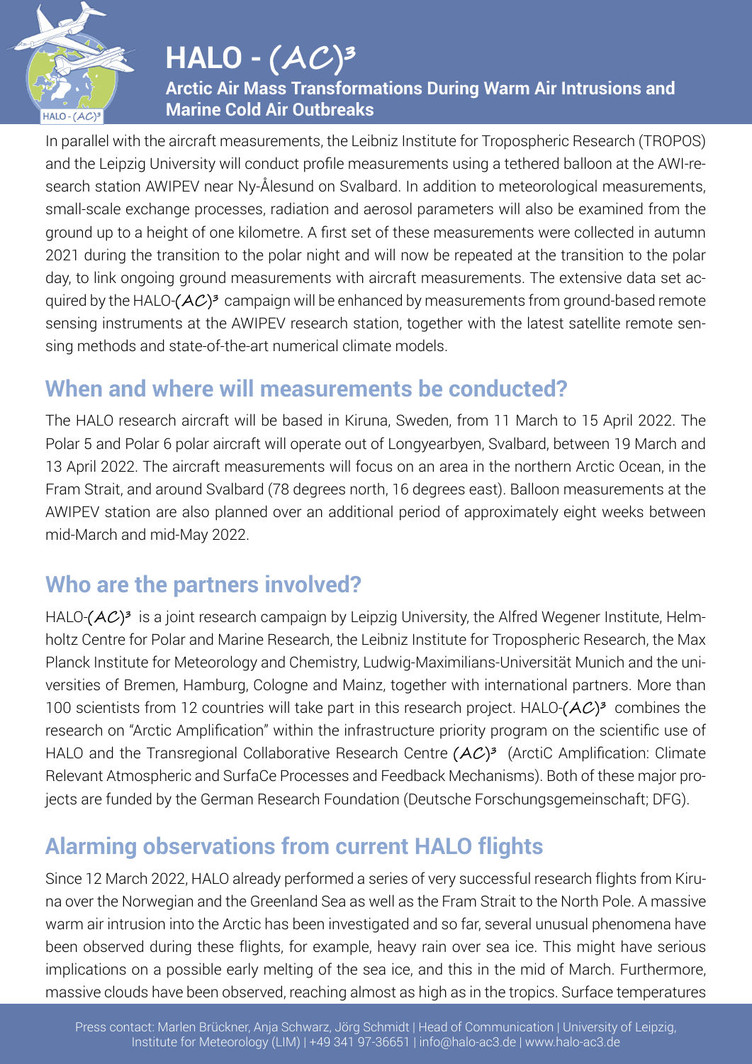In parallel with the aircraft measurements, the Leibniz Institute for Tropospheric Research (TROPOS) and the Leipzig University will conduct profile measurements using a tethered balloon at the AWI-research station AWIPEV near Ny-Ålesund on Svalbard. In addition to meteorological measurements, small-scale exchange processes, radiation and aerosol parameters will also be examined from the ground up to a height of one kilometre. A first set of these measurements were collected in autumn 2021 during the transition to the polar night and will now be repeated at the transition to the polar day, to link ongoing ground measurements with aircraft measurements. The extensive data set acquired by the HALO-(AC)³ campaign will be enhanced by measurements from ground-based remote sensing instruments at the AWIPEV research station, together with the latest satellite remote sensing methods and state-of-the-art numerical climate models.

## When and where will measurements be conducted?

The HALO research aircraft will be based in Kiruna, Sweden, from 11 March to 15 April 2022. The Polar 5 and Polar 6 polar aircraft will operate out of Longyearbyen, Svalbard, between 19 March and 13 April 2022. The aircraft measurements will focus on an area in the northern Arctic Ocean, in the Fram Strait, and around Svalbard (78 degrees north, 16 degrees east). Balloon measurements at the AWIPEV station are also planned over an additional period of approximately eight weeks between mid-March and mid-May 2022.

## Who are the partners involved?

HALO-(AC)³ is a joint research campaign by Leipzig University, the Alfred Wegener Institute, Helmholtz Centre for Polar and Marine Research, the Leibniz Institute for Tropospheric Research, the Max Planck Institute for Meteorology and Chemistry, Ludwig-Maximilians-Universität Munich and the universities of Bremen, Hamburg, Cologne and Mainz, together with international partners. More than 100 scientists from 12 countries will take part in this research project. HALO-(AC)³ combines the research on "Arctic Amplification" within the infrastructure priority program on the scientific use of HALO and the Transregional Collaborative Research Centre (AC)³ (ArctiC Amplification: Climate Relevant Atmospheric and SurfaCe Processes and Feedback Mechanisms). Both of these major projects are funded by the German Research Foundation (Deutsche Forschungsgemeinschaft; DFG).

## Alarming observations from current HALO flights

Since 12 March 2022, HALO already performed a series of very successful research flights from Kiruna over the Norwegian and the Greenland Sea as well as the Fram Strait to the North Pole. A massive warm air intrusion into the Arctic has been investigated and so far, several unusual phenomena have been observed during these flights, for example, heavy rain over sea ice. This might have serious implications on a possible early melting of the sea ice, and this in the mid of March. Furthermore, massive clouds have been observed, reaching almost as high as in the tropics. Surface temperatures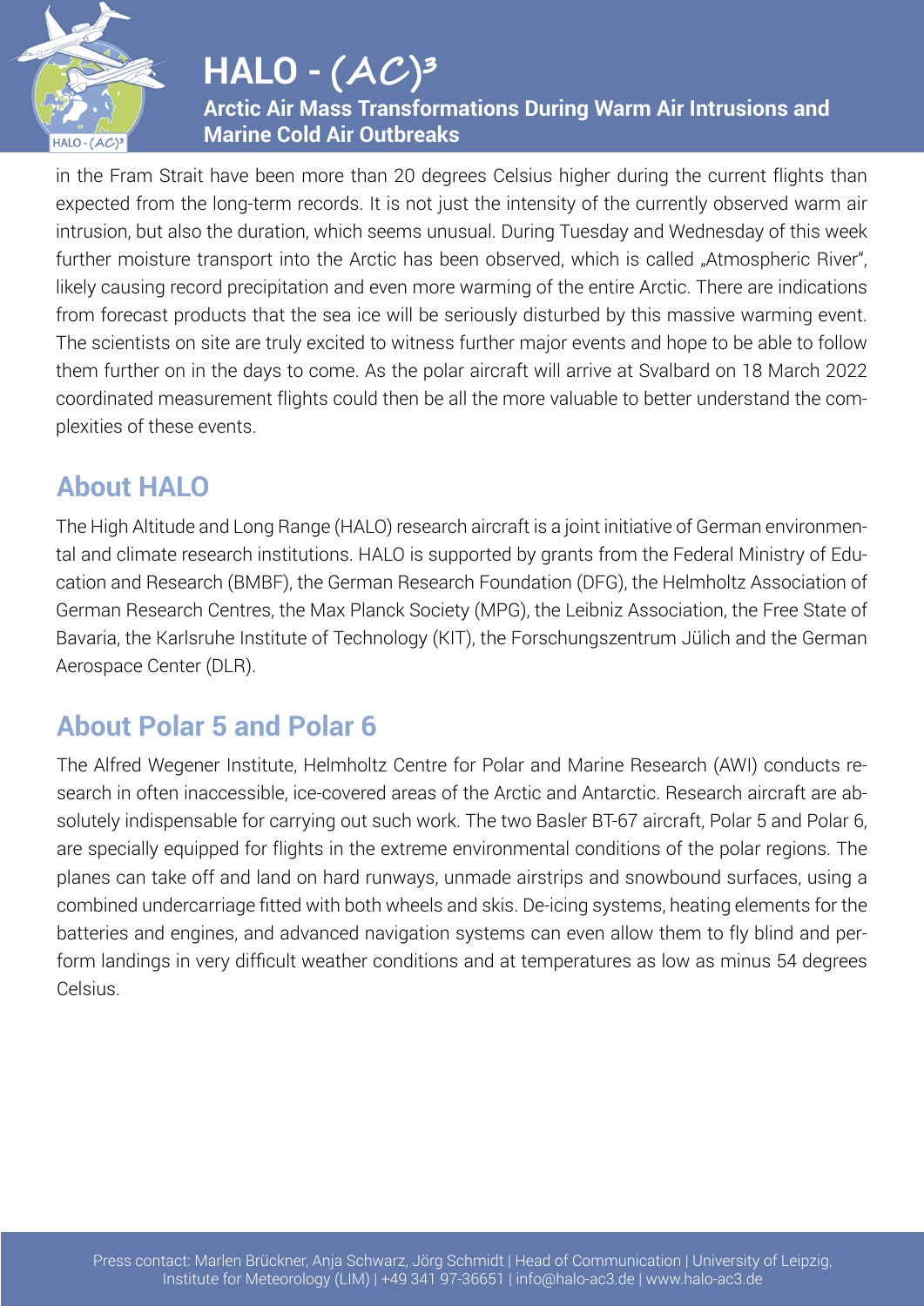in the Fram Strait have been more than 20 degrees Celsius higher during the current flights than expected from the long-term records. It is not just the intensity of the currently observed warm air intrusion, but also the duration, which seems unusual. During Tuesday and Wednesday of this week further moisture transport into the Arctic has been observed, which is called „Atmospheric River", likely causing record precipitation and even more warming of the entire Arctic. There are indications from forecast products that the sea ice will be seriously disturbed by this massive warming event. The scientists on site are truly excited to witness further major events and hope to be able to follow them further on in the days to come. As the polar aircraft will arrive at Svalbard on 18 March 2022 coordinated measurement flights could then be all the more valuable to better understand the complexities of these events.

## About HALO

The High Altitude and Long Range (HALO) research aircraft is a joint initiative of German environmental and climate research institutions. HALO is supported by grants from the Federal Ministry of Education and Research (BMBF), the German Research Foundation (DFG), the Helmholtz Association of German Research Centres, the Max Planck Society (MPG), the Leibniz Association, the Free State of Bavaria, the Karlsruhe Institute of Technology (KIT), the Forschungszentrum Jülich and the German Aerospace Center (DLR).

## About Polar 5 and Polar 6

The Alfred Wegener Institute, Helmholtz Centre for Polar and Marine Research (AWI) conducts research in often inaccessible, ice-covered areas of the Arctic and Antarctic. Research aircraft are absolutely indispensable for carrying out such work. The two Basler BT-67 aircraft, Polar 5 and Polar 6, are specially equipped for flights in the extreme environmental conditions of the polar regions. The planes can take off and land on hard runways, unmade airstrips and snowbound surfaces, using a combined undercarriage fitted with both wheels and skis. De-icing systems, heating elements for the batteries and engines, and advanced navigation systems can even allow them to fly blind and perform landings in very difficult weather conditions and at temperatures as low as minus 54 degrees Celsius.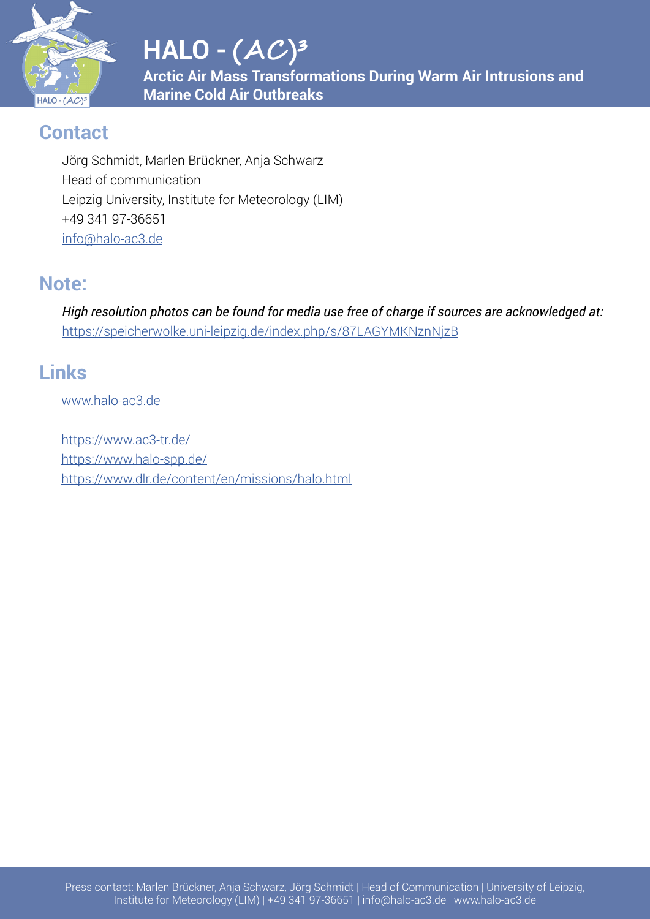## Contact

Jörg Schmidt, Marlen Brückner, Anja Schwarz
Head of communication
Leipzig University, Institute for Meteorology (LIM)
+49 341 97-36651
info@halo-ac3.de

## Note:

*High resolution photos can be found for media use free of charge if sources are acknowledged at:*
https://speicherwolke.uni-leipzig.de/index.php/s/87LAGYMKNznNjzB

## Links

www.halo-ac3.de

https://www.ac3-tr.de/
https://www.halo-spp.de/
https://www.dlr.de/content/en/missions/halo.html